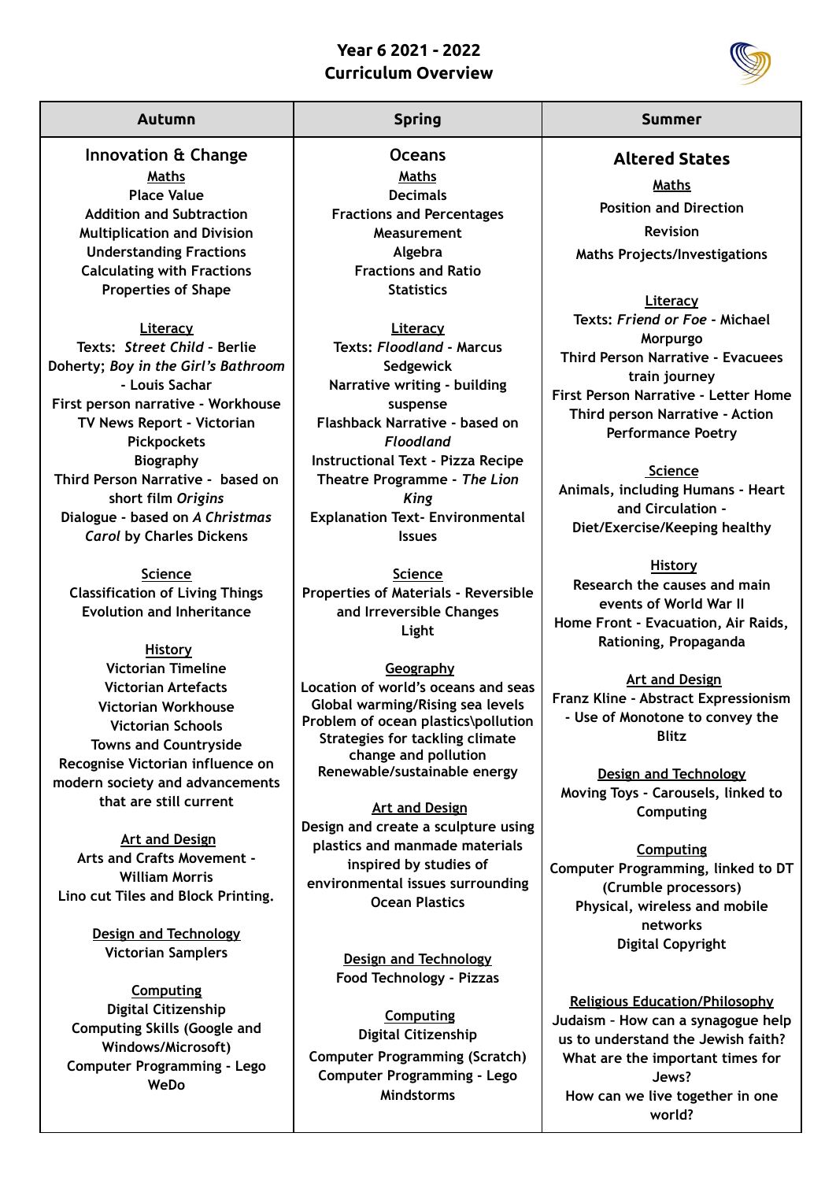# Year 6 2021 - 2022
# Curriculum Overview

| Autumn | Spring | Summer |
|---|---|---|
| **Innovation & Change**<br><br>**Maths**<br>Place Value<br>Addition and Subtraction<br>Multiplication and Division<br>Understanding Fractions<br>Calculating with Fractions<br>Properties of Shape<br><br>**Literacy**<br>Texts: *Street Child* - Berlie Doherty; *Boy in the Girl's Bathroom* - Louis Sachar<br>First person narrative - Workhouse<br>TV News Report - Victorian Pickpockets<br>Biography<br>Third Person Narrative - based on short film *Origins*<br>Dialogue - based on *A Christmas Carol* by Charles Dickens<br><br>**Science**<br>Classification of Living Things<br>Evolution and Inheritance<br><br>**History**<br>Victorian Timeline<br>Victorian Artefacts<br>Victorian Workhouse<br>Victorian Schools<br>Towns and Countryside<br>Recognise Victorian influence on modern society and advancements that are still current<br><br>**Art and Design**<br>Arts and Crafts Movement - William Morris<br>Lino cut Tiles and Block Printing.<br><br>**Design and Technology**<br>Victorian Samplers<br><br>**Computing**<br>Digital Citizenship<br>Computing Skills (Google and Windows/Microsoft)<br>Computer Programming - Lego WeDo | **Oceans**<br><br>**Maths**<br>Decimals<br>Fractions and Percentages<br>Measurement<br>Algebra<br>Fractions and Ratio<br>Statistics<br><br>**Literacy**<br>Texts: *Floodland* - Marcus Sedgewick<br>Narrative writing - building suspense<br>Flashback Narrative - based on *Floodland*<br>Instructional Text - Pizza Recipe<br>Theatre Programme - *The Lion King*<br>Explanation Text- Environmental Issues<br><br>**Science**<br>Properties of Materials - Reversible and Irreversible Changes<br>Light<br><br>**Geography**<br>Location of world's oceans and seas<br>Global warming/Rising sea levels<br>Problem of ocean plastics\pollution<br>Strategies for tackling climate change and pollution<br>Renewable/sustainable energy<br><br>**Art and Design**<br>Design and create a sculpture using plastics and manmade materials inspired by studies of environmental issues surrounding Ocean Plastics<br><br>**Design and Technology**<br>Food Technology - Pizzas<br><br>**Computing**<br>Digital Citizenship<br>Computer Programming (Scratch)<br>Computer Programming - Lego Mindstorms | **Altered States**<br><br>**Maths**<br>Position and Direction<br>Revision<br>Maths Projects/Investigations<br><br>**Literacy**<br>Texts: *Friend or Foe* - Michael Morpurgo<br>Third Person Narrative - Evacuees train journey<br>First Person Narrative - Letter Home<br>Third person Narrative - Action<br>Performance Poetry<br><br>**Science**<br>Animals, including Humans - Heart and Circulation - Diet/Exercise/Keeping healthy<br><br>**History**<br>Research the causes and main events of World War II<br>Home Front - Evacuation, Air Raids, Rationing, Propaganda<br><br>**Art and Design**<br>Franz Kline - Abstract Expressionism - Use of Monotone to convey the Blitz<br><br>**Design and Technology**<br>Moving Toys - Carousels, linked to Computing<br><br>**Computing**<br>Computer Programming, linked to DT (Crumble processors)<br>Physical, wireless and mobile networks<br>Digital Copyright<br><br>**Religious Education/Philosophy**<br>Judaism - How can a synagogue help us to understand the Jewish faith?<br>What are the important times for Jews?<br>How can we live together in one world? |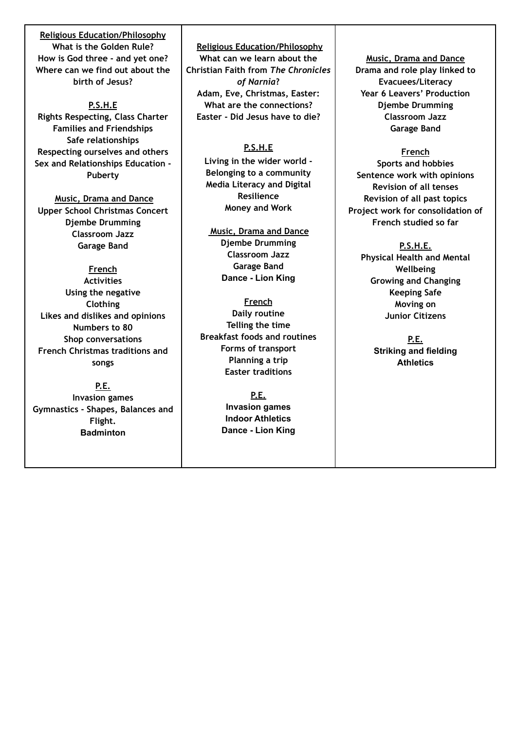**Religious Education/Philosophy**
**What is the Golden Rule?**
**How is God three - and yet one?**
**Where can we find out about the birth of Jesus?**

**P.S.H.E**
**Rights Respecting, Class Charter**
**Families and Friendships**
**Safe relationships**
**Respecting ourselves and others**
**Sex and Relationships Education - Puberty**

**Music, Drama and Dance**
**Upper School Christmas Concert**
**Djembe Drumming**
**Classroom Jazz**
**Garage Band**

**French**
**Activities**
**Using the negative**
**Clothing**
**Likes and dislikes and opinions**
**Numbers to 80**
**Shop conversations**
**French Christmas traditions and songs**

**P.E.**
**Invasion games**
**Gymnastics - Shapes, Balances and Flight.**
**Badminton**

**Religious Education/Philosophy**
**What can we learn about the Christian Faith from *The Chronicles of Narnia*?**
**Adam, Eve, Christmas, Easter: What are the connections?**
**Easter - Did Jesus have to die?**

**P.S.H.E**
**Living in the wider world - Belonging to a community**
**Media Literacy and Digital Resilience**
**Money and Work**

**Music, Drama and Dance**
**Djembe Drumming**
**Classroom Jazz**
**Garage Band**
**Dance - Lion King**

**French**
**Daily routine**
**Telling the time**
**Breakfast foods and routines**
**Forms of transport**
**Planning a trip**
**Easter traditions**

**P.E.**
**Invasion games**
**Indoor Athletics**
**Dance - Lion King**

**Music, Drama and Dance**
**Drama and role play linked to Evacuees/Literacy**
**Year 6 Leavers' Production**
**Djembe Drumming**
**Classroom Jazz**
**Garage Band**

**French**
**Sports and hobbies**
**Sentence work with opinions**
**Revision of all tenses**
**Revision of all past topics**
**Project work for consolidation of French studied so far**

**P.S.H.E.**
**Physical Health and Mental Wellbeing**
**Growing and Changing**
**Keeping Safe**
**Moving on**
**Junior Citizens**

**P.E.**
**Striking and fielding**
**Athletics**